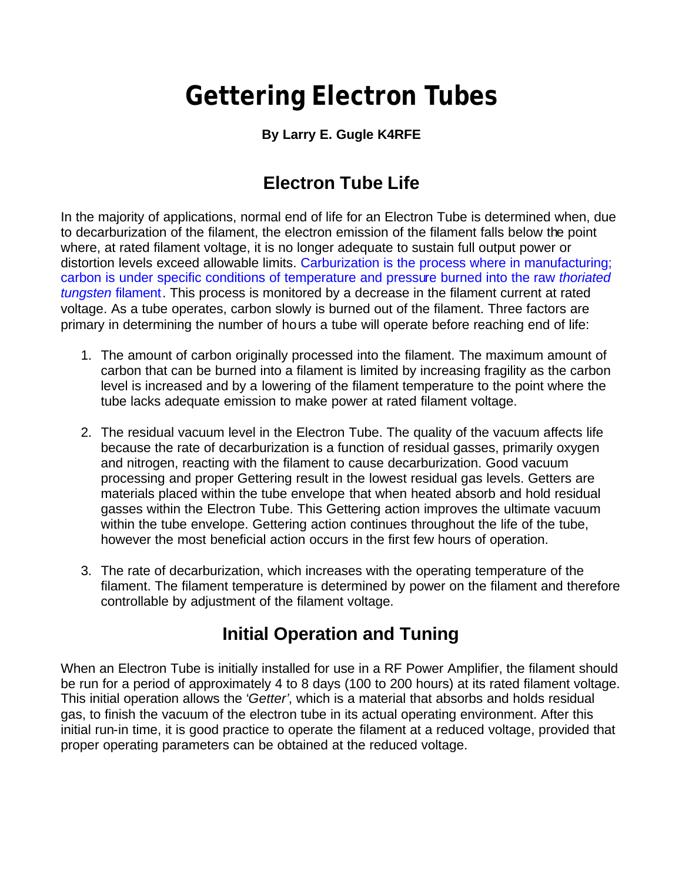# Gettering Electron Tubes

**By Larry E. Gugle K4RFE**

## Electron Tube Life

In the majority of applications, normal end of life for an Electron Tube is determined when, due to decarburization of the filament, the electron emission of the filament falls below the point where, at rated filament voltage, it is no longer adequate to sustain full output power or distortion levels exceed allowable limits. Carburization is the process where in manufacturing; carbon is under specific conditions of temperature and pressure burned into the raw *thoriated tungsten* filament. This process is monitored by a decrease in the filament current at rated voltage. As a tube operates, carbon slowly is burned out of the filament. Three factors are primary in determining the number of hours a tube will operate before reaching end of life:

1. The amount of carbon originally processed into the filament. The maximum amount of carbon that can be burned into a filament is limited by increasing fragility as the carbon level is increased and by a lowering of the filament temperature to the point where the tube lacks adequate emission to make power at rated filament voltage.

2. The residual vacuum level in the Electron Tube. The quality of the vacuum affects life because the rate of decarburization is a function of residual gasses, primarily oxygen and nitrogen, reacting with the filament to cause decarburization. Good vacuum processing and proper Gettering result in the lowest residual gas levels. Getters are materials placed within the tube envelope that when heated absorb and hold residual gasses within the Electron Tube. This Gettering action improves the ultimate vacuum within the tube envelope. Gettering action continues throughout the life of the tube, however the most beneficial action occurs in the first few hours of operation.

3. The rate of decarburization, which increases with the operating temperature of the filament. The filament temperature is determined by power on the filament and therefore controllable by adjustment of the filament voltage.

## Initial Operation and Tuning

When an Electron Tube is initially installed for use in a RF Power Amplifier, the filament should be run for a period of approximately 4 to 8 days (100 to 200 hours) at its rated filament voltage. This initial operation allows the *'Getter'*, which is a material that absorbs and holds residual gas, to finish the vacuum of the electron tube in its actual operating environment. After this initial run-in time, it is good practice to operate the filament at a reduced voltage, provided that proper operating parameters can be obtained at the reduced voltage.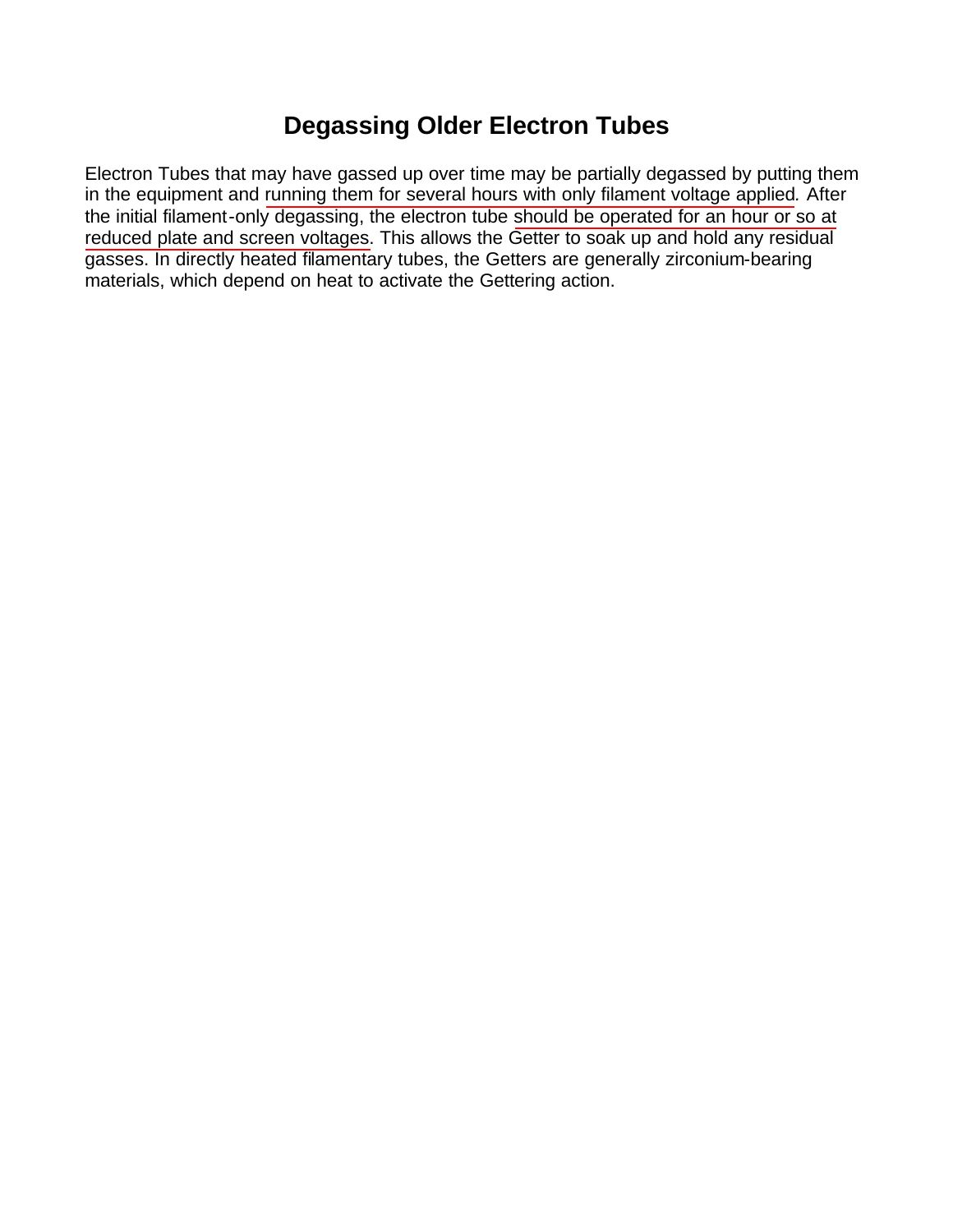# Degassing Older Electron Tubes

Electron Tubes that may have gassed up over time may be partially degassed by putting them in the equipment and running them for several hours with only filament voltage applied. After the initial filament-only degassing, the electron tube should be operated for an hour or so at reduced plate and screen voltages. This allows the Getter to soak up and hold any residual gasses. In directly heated filamentary tubes, the Getters are generally zirconium-bearing materials, which depend on heat to activate the Gettering action.